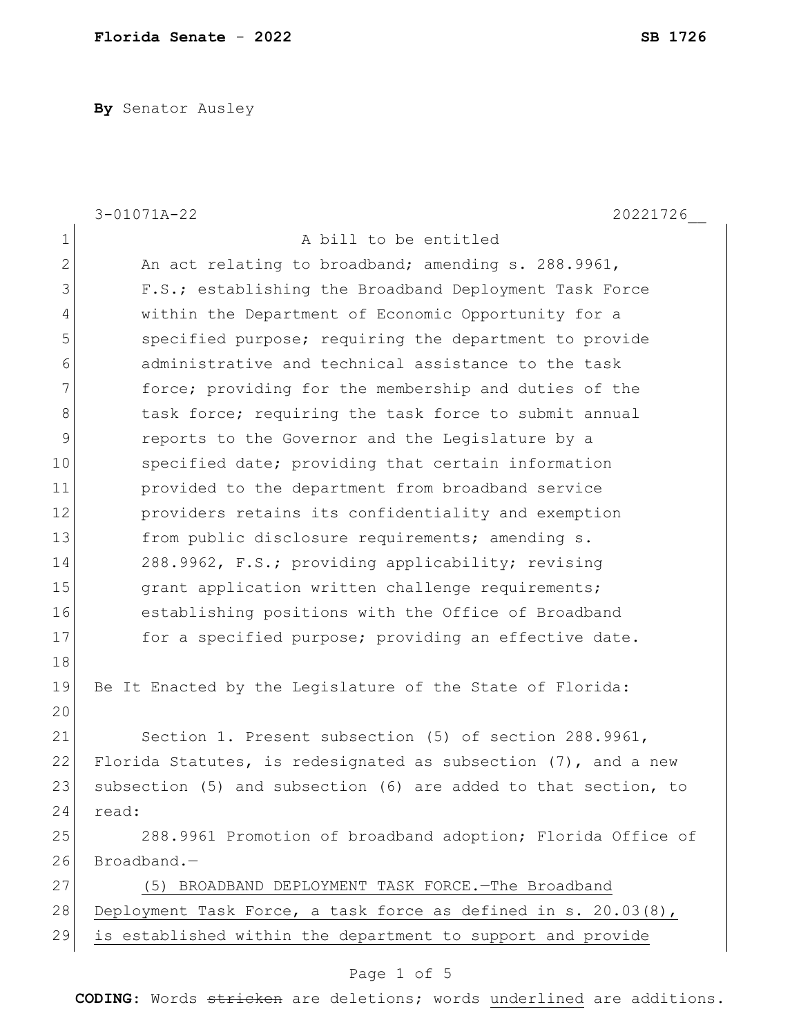**By** Senator Ausley

3-01071A-22 20221726__

A bill to be entitled

An act relating to broadband; amending s. 288.9961, F.S.; establishing the Broadband Deployment Task Force within the Department of Economic Opportunity for a specified purpose; requiring the department to provide administrative and technical assistance to the task force; providing for the membership and duties of the task force; requiring the task force to submit annual reports to the Governor and the Legislature by a specified date; providing that certain information provided to the department from broadband service providers retains its confidentiality and exemption from public disclosure requirements; amending s. 288.9962, F.S.; providing applicability; revising grant application written challenge requirements; establishing positions with the Office of Broadband for a specified purpose; providing an effective date.

Be It Enacted by the Legislature of the State of Florida:

Section 1. Present subsection (5) of section 288.9961, Florida Statutes, is redesignated as subsection (7), and a new subsection (5) and subsection (6) are added to that section, to read:

288.9961 Promotion of broadband adoption; Florida Office of Broadband.—

<u>(5) BROADBAND DEPLOYMENT TASK FORCE.—The Broadband Deployment Task Force, a task force as defined in s. 20.03(8), is established within the department to support and provide</u>

**CODING:** Words ~~stricken~~ are deletions; words <u>underlined</u> are additions.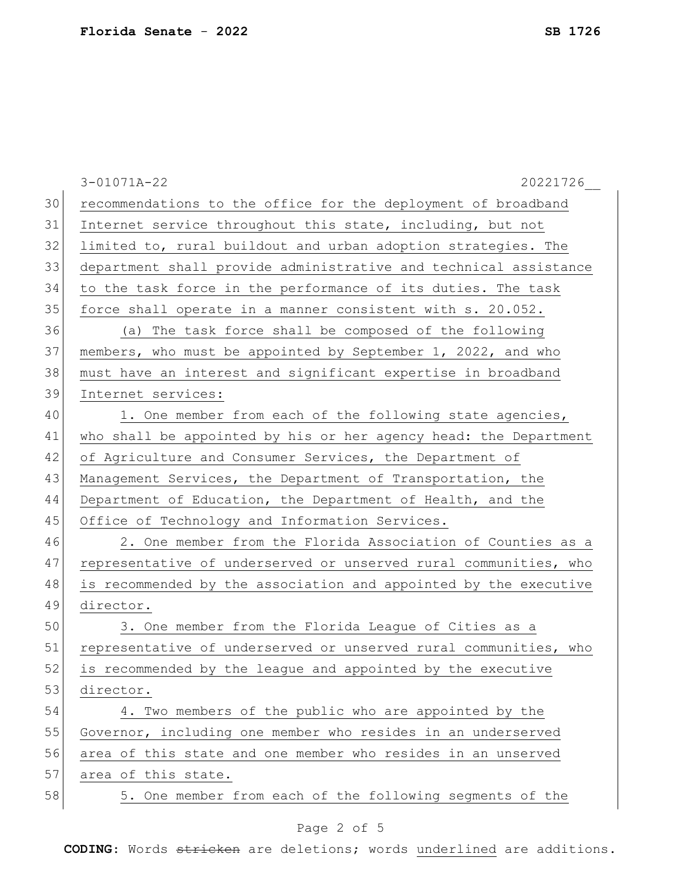3-01071A-22 20221726__

recommendations to the office for the deployment of broadband Internet service throughout this state, including, but not limited to, rural buildout and urban adoption strategies. The department shall provide administrative and technical assistance to the task force in the performance of its duties. The task force shall operate in a manner consistent with s. 20.052.

(a) The task force shall be composed of the following members, who must be appointed by September 1, 2022, and who must have an interest and significant expertise in broadband Internet services:

1. One member from each of the following state agencies, who shall be appointed by his or her agency head: the Department of Agriculture and Consumer Services, the Department of Management Services, the Department of Transportation, the Department of Education, the Department of Health, and the Office of Technology and Information Services.

2. One member from the Florida Association of Counties as a representative of underserved or unserved rural communities, who is recommended by the association and appointed by the executive director.

3. One member from the Florida League of Cities as a representative of underserved or unserved rural communities, who is recommended by the league and appointed by the executive director.

4. Two members of the public who are appointed by the Governor, including one member who resides in an underserved area of this state and one member who resides in an unserved area of this state.

5. One member from each of the following segments of the

**CODING:** Words ~~stricken~~ are deletions; words underlined are additions.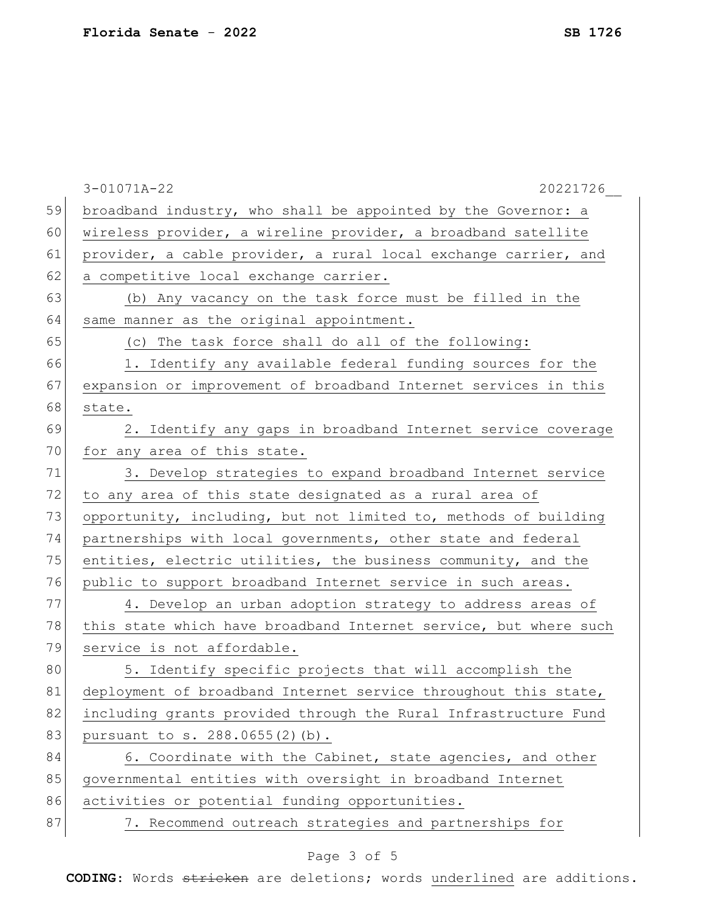broadband industry, who shall be appointed by the Governor: a wireless provider, a wireline provider, a broadband satellite provider, a cable provider, a rural local exchange carrier, and a competitive local exchange carrier.

(b) Any vacancy on the task force must be filled in the same manner as the original appointment.

(c) The task force shall do all of the following:

1. Identify any available federal funding sources for the expansion or improvement of broadband Internet services in this state.

2. Identify any gaps in broadband Internet service coverage for any area of this state.

3. Develop strategies to expand broadband Internet service to any area of this state designated as a rural area of opportunity, including, but not limited to, methods of building partnerships with local governments, other state and federal entities, electric utilities, the business community, and the public to support broadband Internet service in such areas.

4. Develop an urban adoption strategy to address areas of this state which have broadband Internet service, but where such service is not affordable.

5. Identify specific projects that will accomplish the deployment of broadband Internet service throughout this state, including grants provided through the Rural Infrastructure Fund pursuant to s. 288.0655(2)(b).

6. Coordinate with the Cabinet, state agencies, and other governmental entities with oversight in broadband Internet activities or potential funding opportunities.

7. Recommend outreach strategies and partnerships for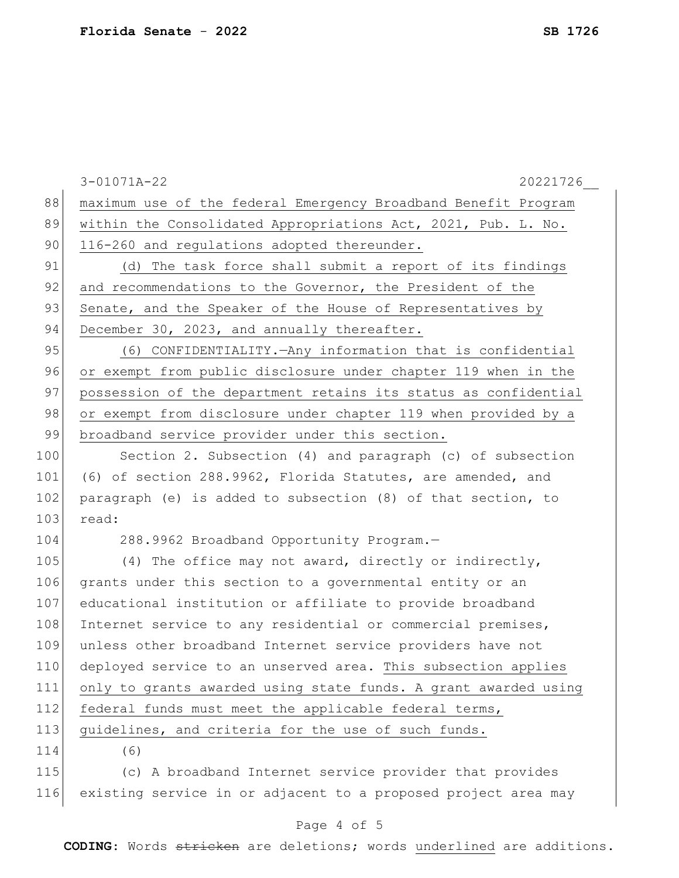maximum use of the federal Emergency Broadband Benefit Program within the Consolidated Appropriations Act, 2021, Pub. L. No. 116-260 and regulations adopted thereunder.

(d) The task force shall submit a report of its findings and recommendations to the Governor, the President of the Senate, and the Speaker of the House of Representatives by December 30, 2023, and annually thereafter.

(6) CONFIDENTIALITY.—Any information that is confidential or exempt from public disclosure under chapter 119 when in the possession of the department retains its status as confidential or exempt from disclosure under chapter 119 when provided by a broadband service provider under this section.

Section 2. Subsection (4) and paragraph (c) of subsection (6) of section 288.9962, Florida Statutes, are amended, and paragraph (e) is added to subsection (8) of that section, to read:

288.9962 Broadband Opportunity Program.—

(4) The office may not award, directly or indirectly, grants under this section to a governmental entity or an educational institution or affiliate to provide broadband Internet service to any residential or commercial premises, unless other broadband Internet service providers have not deployed service to an unserved area. This subsection applies only to grants awarded using state funds. A grant awarded using federal funds must meet the applicable federal terms, guidelines, and criteria for the use of such funds.

(6)

(c) A broadband Internet service provider that provides existing service in or adjacent to a proposed project area may

**CODING:** Words ~~stricken~~ are deletions; words underlined are additions.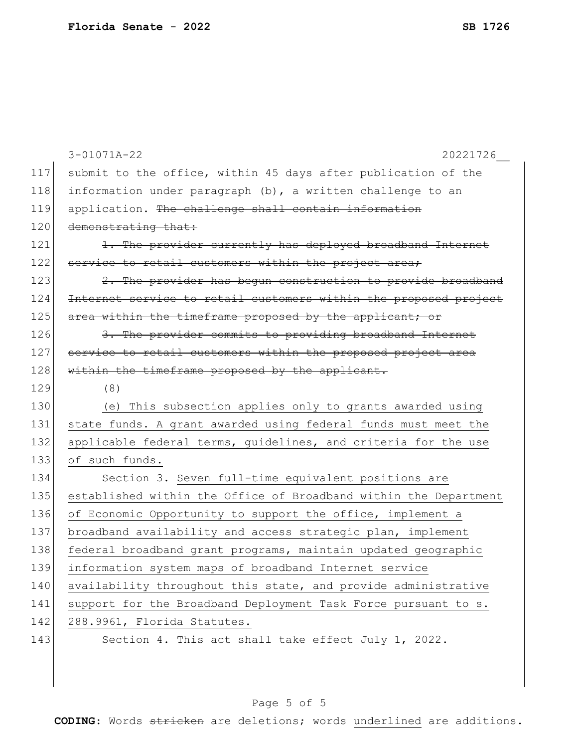3-01071A-22 20221726__

117 submit to the office, within 45 days after publication of the
118 information under paragraph (b), a written challenge to an
119 application. ~~The challenge shall contain information~~
120 ~~demonstrating that:~~

121 ~~1. The provider currently has deployed broadband Internet~~
122 ~~service to retail customers within the project area;~~

123 ~~2. The provider has begun construction to provide broadband~~
124 ~~Internet service to retail customers within the proposed project~~
125 ~~area within the timeframe proposed by the applicant; or~~

126 ~~3. The provider commits to providing broadband Internet~~
127 ~~service to retail customers within the proposed project area~~
128 ~~within the timeframe proposed by the applicant.~~

129 (8)

130 <u>(e) This subsection applies only to grants awarded using</u>
131 <u>state funds. A grant awarded using federal funds must meet the</u>
132 <u>applicable federal terms, guidelines, and criteria for the use</u>
133 <u>of such funds.</u>

134 Section 3. <u>Seven full-time equivalent positions are</u>
135 <u>established within the Office of Broadband within the Department</u>
136 <u>of Economic Opportunity to support the office, implement a</u>
137 <u>broadband availability and access strategic plan, implement</u>
138 <u>federal broadband grant programs, maintain updated geographic</u>
139 <u>information system maps of broadband Internet service</u>
140 <u>availability throughout this state, and provide administrative</u>
141 <u>support for the Broadband Deployment Task Force pursuant to s.</u>
142 <u>288.9961, Florida Statutes.</u>

143 Section 4. This act shall take effect July 1, 2022.